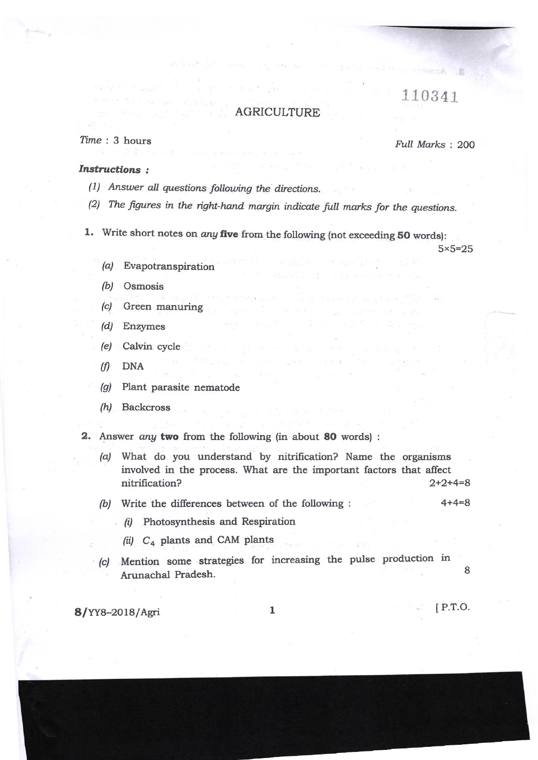110341

# AGRICULTURE

*Time* : 3 hours *Full Marks* : 200

***Instructions :***

(1) *Answer all questions following the directions.*

(2) *The figures in the right-hand margin indicate full marks for the questions.*

**1.** Write short notes on *any* **five** from the following (not exceeding **50** words): 5×5=25

(a) Evapotranspiration

(b) Osmosis

(c) Green manuring

(d) Enzymes

(e) Calvin cycle

(f) DNA

(g) Plant parasite nematode

(h) Backcross

**2.** Answer *any* **two** from the following (in about **80** words) :

(a) What do you understand by nitrification? Name the organisms involved in the process. What are the important factors that affect nitrification? 2+2+4=8

(b) Write the differences between of the following : 4+4=8

(i) Photosynthesis and Respiration

(ii) $C_4$ plants and CAM plants

(c) Mention some strategies for increasing the pulse production in Arunachal Pradesh. 8

8/YY8–2018/Agri [P.T.O.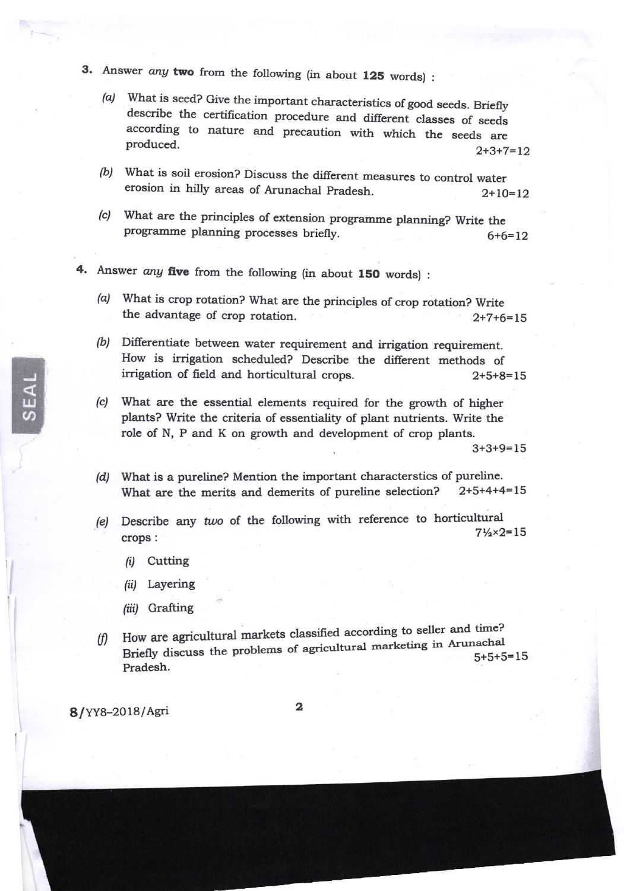3. Answer *any* **two** from the following (in about **125** words) :

   *(a)* What is seed? Give the important characteristics of good seeds. Briefly describe the certification procedure and different classes of seeds according to nature and precaution with which the seeds are produced. 2+3+7=12

   *(b)* What is soil erosion? Discuss the different measures to control water erosion in hilly areas of Arunachal Pradesh. 2+10=12

   *(c)* What are the principles of extension programme planning? Write the programme planning processes briefly. 6+6=12

4. Answer *any* **five** from the following (in about **150** words) :

   *(a)* What is crop rotation? What are the principles of crop rotation? Write the advantage of crop rotation. 2+7+6=15

   *(b)* Differentiate between water requirement and irrigation requirement. How is irrigation scheduled? Describe the different methods of irrigation of field and horticultural crops. 2+5+8=15

   *(c)* What are the essential elements required for the growth of higher plants? Write the criteria of essentiality of plant nutrients. Write the role of N, P and K on growth and development of crop plants. 3+3+9=15

   *(d)* What is a pureline? Mention the important characterstics of pureline. What are the merits and demerits of pureline selection? 2+5+4+4=15

   *(e)* Describe any *two* of the following with reference to horticultural crops : 7½×2=15

      *(i)* Cutting

      *(ii)* Layering

      *(iii)* Grafting

   *(f)* How are agricultural markets classified according to seller and time? Briefly discuss the problems of agricultural marketing in Arunachal Pradesh. 5+5+5=15

8/YY8–2018/Agri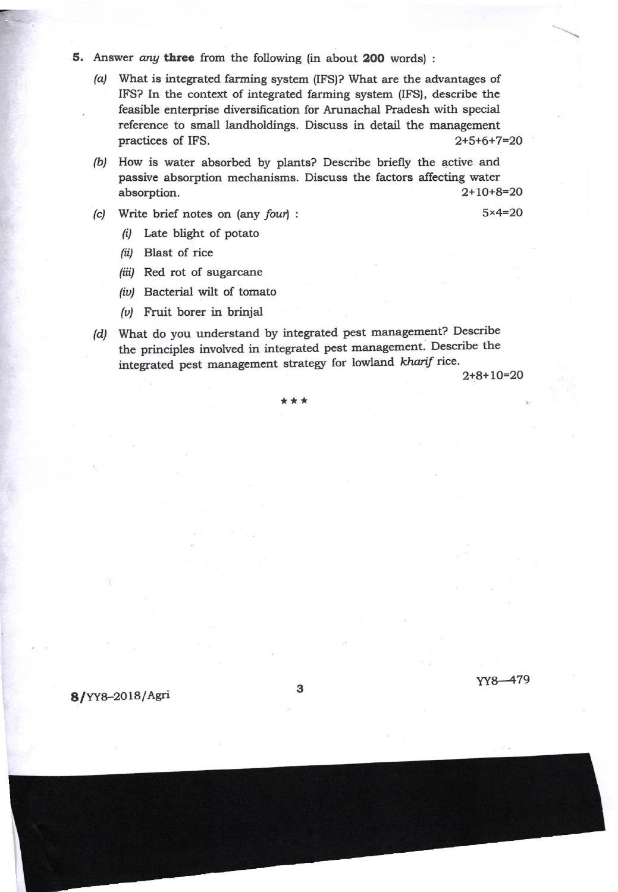5. Answer *any* **three** from the following (in about **200** words) :

   *(a)* What is integrated farming system (IFS)? What are the advantages of IFS? In the context of integrated farming system (IFS), describe the feasible enterprise diversification for Arunachal Pradesh with special reference to small landholdings. Discuss in detail the management practices of IFS. 2+5+6+7=20

   *(b)* How is water absorbed by plants? Describe briefly the active and passive absorption mechanisms. Discuss the factors affecting water absorption. 2+10+8=20

   *(c)* Write brief notes on (any *four*) : 5×4=20

   *(i)* Late blight of potato

   *(ii)* Blast of rice

   *(iii)* Red rot of sugarcane

   *(iv)* Bacterial wilt of tomato

   *(v)* Fruit borer in brinjal

   *(d)* What do you understand by integrated pest management? Describe the principles involved in integrated pest management. Describe the integrated pest management strategy for lowland *kharif* rice. 2+8+10=20

★★★